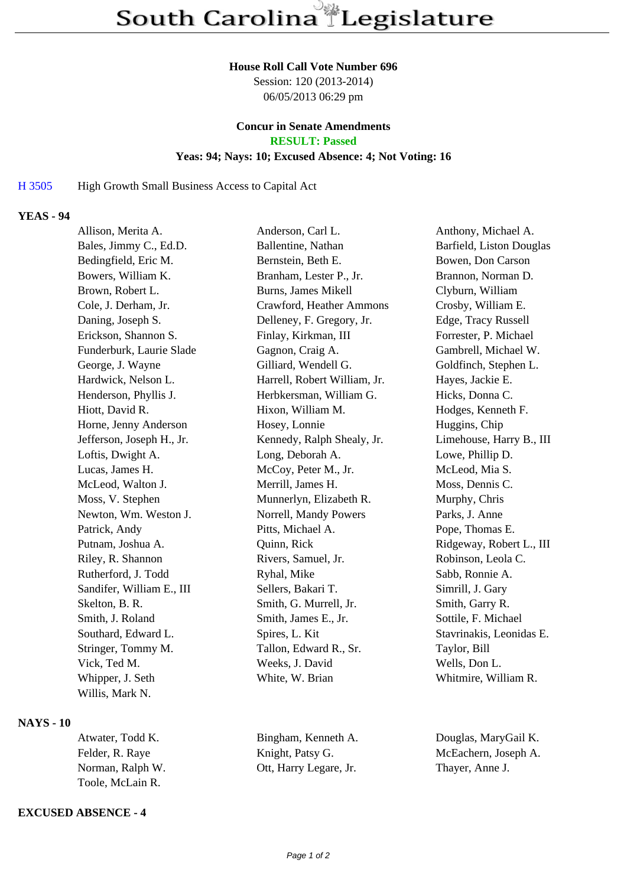# South Carolina Legislature

**House Roll Call Vote Number 696**
Session: 120 (2013-2014)
06/05/2013 06:29 pm

**Concur in Senate Amendments**
**RESULT: Passed**
**Yeas: 94; Nays: 10; Excused Absence: 4; Not Voting: 16**

H 3505 High Growth Small Business Access to Capital Act

**YEAS - 94**

| | | |
|---|---|---|
| Allison, Merita A. | Anderson, Carl L. | Anthony, Michael A. |
| Bales, Jimmy C., Ed.D. | Ballentine, Nathan | Barfield, Liston Douglas |
| Bedingfield, Eric M. | Bernstein, Beth E. | Bowen, Don Carson |
| Bowers, William K. | Branham, Lester P., Jr. | Brannon, Norman D. |
| Brown, Robert L. | Burns, James Mikell | Clyburn, William |
| Cole, J. Derham, Jr. | Crawford, Heather Ammons | Crosby, William E. |
| Daning, Joseph S. | Delleney, F. Gregory, Jr. | Edge, Tracy Russell |
| Erickson, Shannon S. | Finlay, Kirkman, III | Forrester, P. Michael |
| Funderburk, Laurie Slade | Gagnon, Craig A. | Gambrell, Michael W. |
| George, J. Wayne | Gilliard, Wendell G. | Goldfinch, Stephen L. |
| Hardwick, Nelson L. | Harrell, Robert William, Jr. | Hayes, Jackie E. |
| Henderson, Phyllis J. | Herbkersman, William G. | Hicks, Donna C. |
| Hiott, David R. | Hixon, William M. | Hodges, Kenneth F. |
| Horne, Jenny Anderson | Hosey, Lonnie | Huggins, Chip |
| Jefferson, Joseph H., Jr. | Kennedy, Ralph Shealy, Jr. | Limehouse, Harry B., III |
| Loftis, Dwight A. | Long, Deborah A. | Lowe, Phillip D. |
| Lucas, James H. | McCoy, Peter M., Jr. | McLeod, Mia S. |
| McLeod, Walton J. | Merrill, James H. | Moss, Dennis C. |
| Moss, V. Stephen | Munnerlyn, Elizabeth R. | Murphy, Chris |
| Newton, Wm. Weston J. | Norrell, Mandy Powers | Parks, J. Anne |
| Patrick, Andy | Pitts, Michael A. | Pope, Thomas E. |
| Putnam, Joshua A. | Quinn, Rick | Ridgeway, Robert L., III |
| Riley, R. Shannon | Rivers, Samuel, Jr. | Robinson, Leola C. |
| Rutherford, J. Todd | Ryhal, Mike | Sabb, Ronnie A. |
| Sandifer, William E., III | Sellers, Bakari T. | Simrill, J. Gary |
| Skelton, B. R. | Smith, G. Murrell, Jr. | Smith, Garry R. |
| Smith, J. Roland | Smith, James E., Jr. | Sottile, F. Michael |
| Southard, Edward L. | Spires, L. Kit | Stavrinakis, Leonidas E. |
| Stringer, Tommy M. | Tallon, Edward R., Sr. | Taylor, Bill |
| Vick, Ted M. | Weeks, J. David | Wells, Don L. |
| Whipper, J. Seth | White, W. Brian | Whitmire, William R. |
| Willis, Mark N. | | |

**NAYS - 10**

| | | |
|---|---|---|
| Atwater, Todd K. | Bingham, Kenneth A. | Douglas, MaryGail K. |
| Felder, R. Raye | Knight, Patsy G. | McEachern, Joseph A. |
| Norman, Ralph W. | Ott, Harry Legare, Jr. | Thayer, Anne J. |
| Toole, McLain R. | | |

**EXCUSED ABSENCE - 4**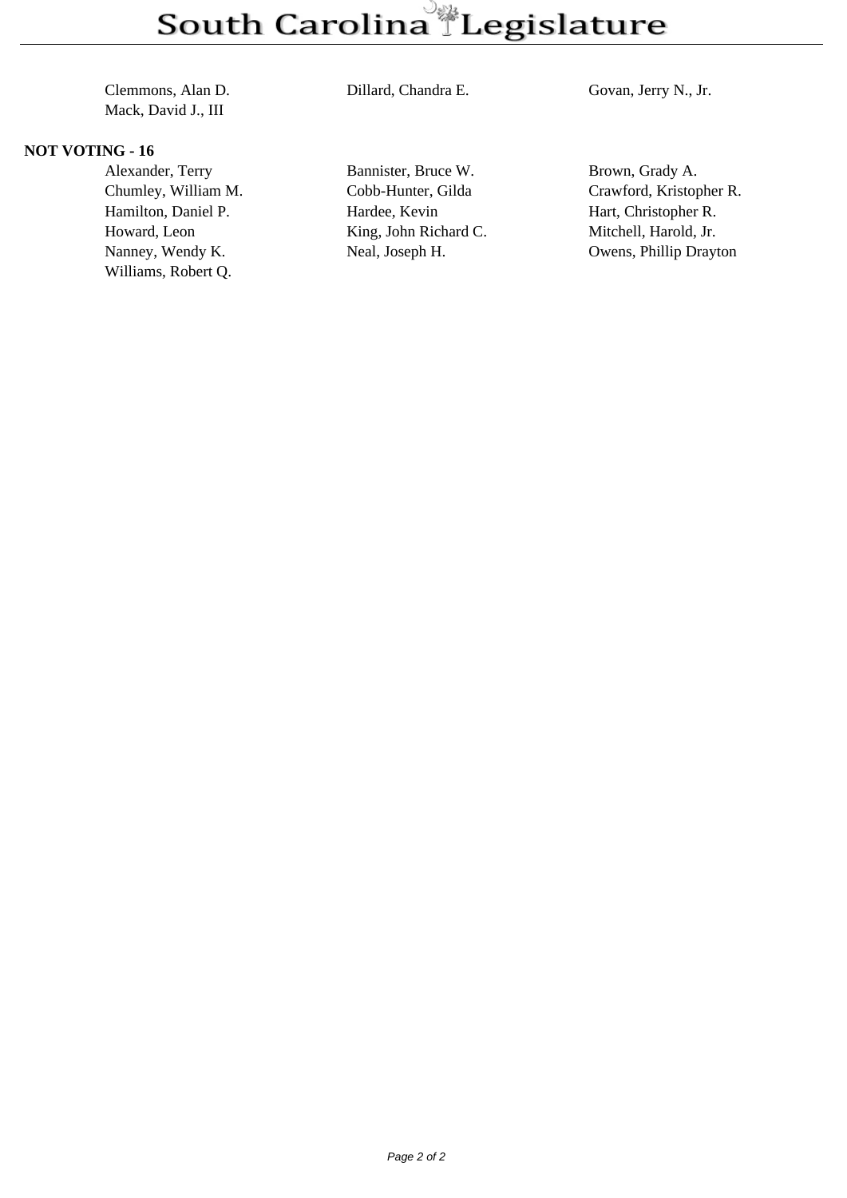Clemmons, Alan D.
Dillard, Chandra E.
Govan, Jerry N., Jr.
Mack, David J., III

**NOT VOTING - 16**

Alexander, Terry
Bannister, Bruce W.
Brown, Grady A.
Chumley, William M.
Cobb-Hunter, Gilda
Crawford, Kristopher R.
Hamilton, Daniel P.
Hardee, Kevin
Hart, Christopher R.
Howard, Leon
King, John Richard C.
Mitchell, Harold, Jr.
Nanney, Wendy K.
Neal, Joseph H.
Owens, Phillip Drayton
Williams, Robert Q.